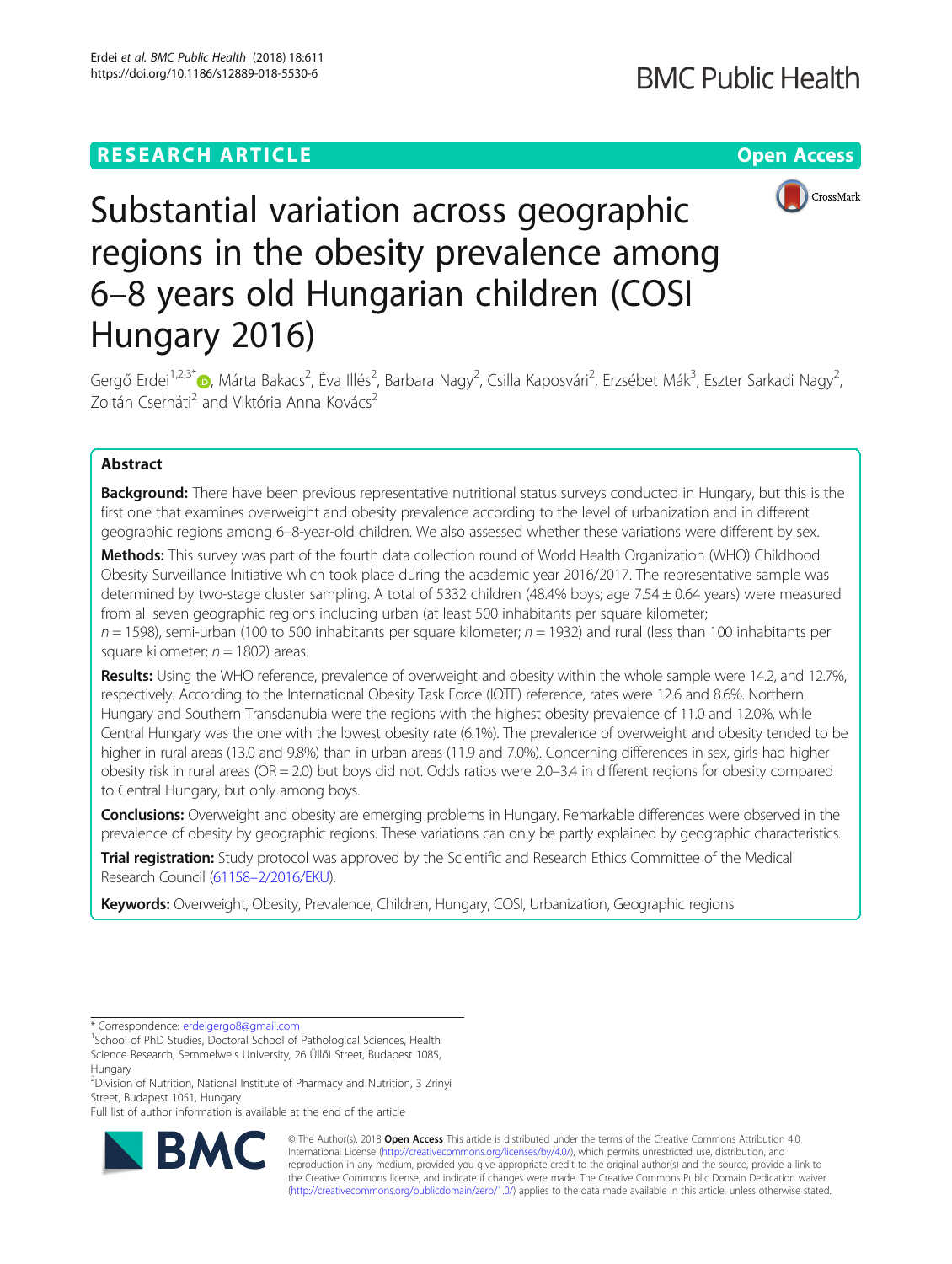RESEARCH ARTICLE

Open Access

# Substantial variation across geographic regions in the obesity prevalence among 6–8 years old Hungarian children (COSI Hungary 2016)

Gergő Erdei[1,2,3*], Márta Bakacs[2], Éva Illés[2], Barbara Nagy[2], Csilla Kaposvári[2], Erzsébet Mák[3], Eszter Sarkadi Nagy[2], Zoltán Cserháti[2] and Viktória Anna Kovács[2]

## Abstract

**Background:** There have been previous representative nutritional status surveys conducted in Hungary, but this is the first one that examines overweight and obesity prevalence according to the level of urbanization and in different geographic regions among 6–8-year-old children. We also assessed whether these variations were different by sex.

**Methods:** This survey was part of the fourth data collection round of World Health Organization (WHO) Childhood Obesity Surveillance Initiative which took place during the academic year 2016/2017. The representative sample was determined by two-stage cluster sampling. A total of 5332 children (48.4% boys; age 7.54 ± 0.64 years) were measured from all seven geographic regions including urban (at least 500 inhabitants per square kilometer; $n = 1598$), semi-urban (100 to 500 inhabitants per square kilometer; $n = 1932$) and rural (less than 100 inhabitants per square kilometer; $n = 1802$) areas.

**Results:** Using the WHO reference, prevalence of overweight and obesity within the whole sample were 14.2, and 12.7%, respectively. According to the International Obesity Task Force (IOTF) reference, rates were 12.6 and 8.6%. Northern Hungary and Southern Transdanubia were the regions with the highest obesity prevalence of 11.0 and 12.0%, while Central Hungary was the one with the lowest obesity rate (6.1%). The prevalence of overweight and obesity tended to be higher in rural areas (13.0 and 9.8%) than in urban areas (11.9 and 7.0%). Concerning differences in sex, girls had higher obesity risk in rural areas (OR = 2.0) but boys did not. Odds ratios were 2.0–3.4 in different regions for obesity compared to Central Hungary, but only among boys.

**Conclusions:** Overweight and obesity are emerging problems in Hungary. Remarkable differences were observed in the prevalence of obesity by geographic regions. These variations can only be partly explained by geographic characteristics.

**Trial registration:** Study protocol was approved by the Scientific and Research Ethics Committee of the Medical Research Council (61158–2/2016/EKU).

**Keywords:** Overweight, Obesity, Prevalence, Children, Hungary, COSI, Urbanization, Geographic regions

---

* Correspondence: erdeigergo8@gmail.com

[1]School of PhD Studies, Doctoral School of Pathological Sciences, Health Science Research, Semmelweis University, 26 Üllői Street, Budapest 1085, Hungary

[2]Division of Nutrition, National Institute of Pharmacy and Nutrition, 3 Zrínyi Street, Budapest 1051, Hungary

Full list of author information is available at the end of the article

© The Author(s). 2018 **Open Access** This article is distributed under the terms of the Creative Commons Attribution 4.0 International License (http://creativecommons.org/licenses/by/4.0/), which permits unrestricted use, distribution, and reproduction in any medium, provided you give appropriate credit to the original author(s) and the source, provide a link to the Creative Commons license, and indicate if changes were made. The Creative Commons Public Domain Dedication waiver (http://creativecommons.org/publicdomain/zero/1.0/) applies to the data made available in this article, unless otherwise stated.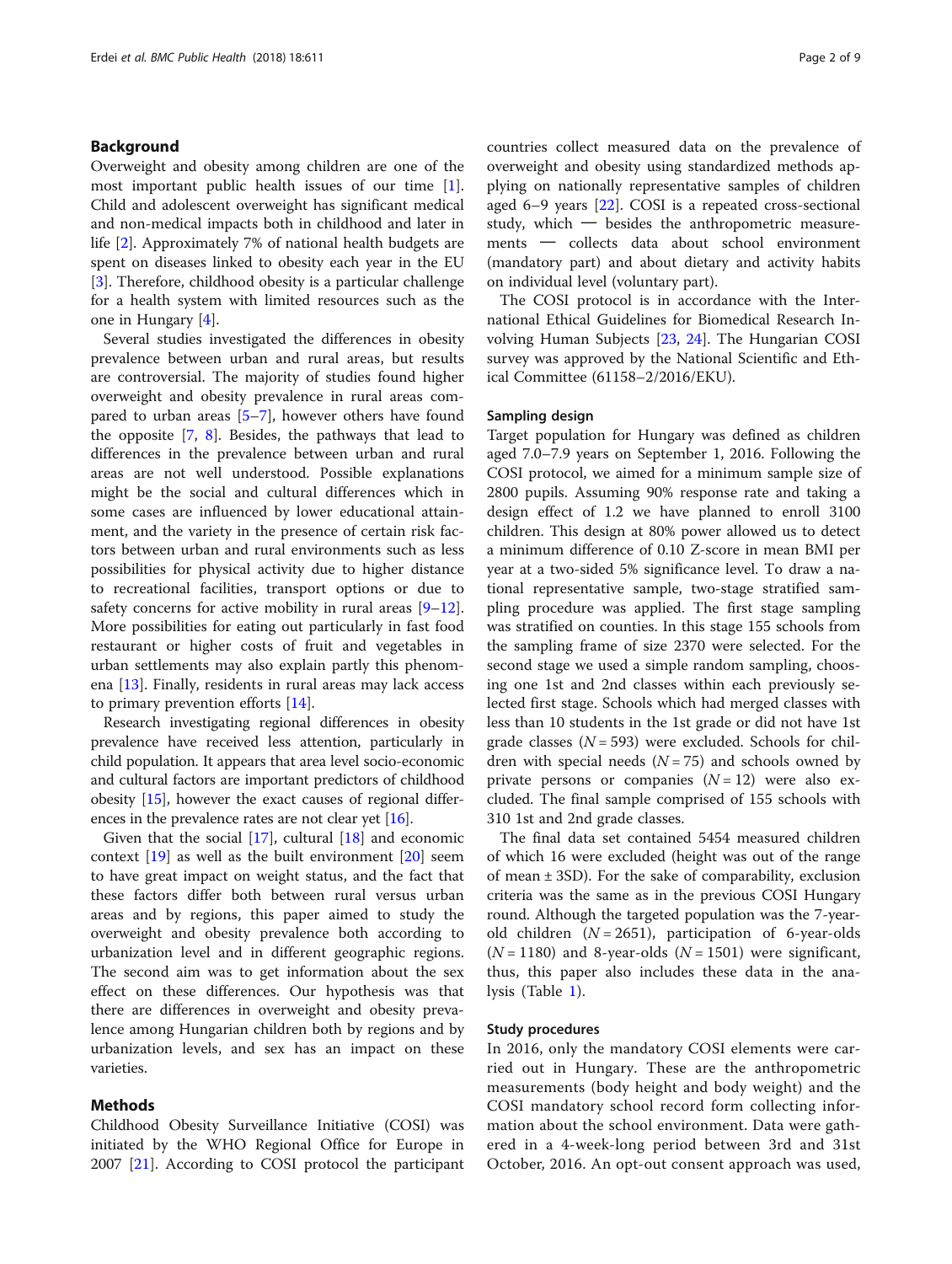## Background

Overweight and obesity among children are one of the most important public health issues of our time [1]. Child and adolescent overweight has significant medical and non-medical impacts both in childhood and later in life [2]. Approximately 7% of national health budgets are spent on diseases linked to obesity each year in the EU [3]. Therefore, childhood obesity is a particular challenge for a health system with limited resources such as the one in Hungary [4].

Several studies investigated the differences in obesity prevalence between urban and rural areas, but results are controversial. The majority of studies found higher overweight and obesity prevalence in rural areas compared to urban areas [5–7], however others have found the opposite [7, 8]. Besides, the pathways that lead to differences in the prevalence between urban and rural areas are not well understood. Possible explanations might be the social and cultural differences which in some cases are influenced by lower educational attainment, and the variety in the presence of certain risk factors between urban and rural environments such as less possibilities for physical activity due to higher distance to recreational facilities, transport options or due to safety concerns for active mobility in rural areas [9–12]. More possibilities for eating out particularly in fast food restaurant or higher costs of fruit and vegetables in urban settlements may also explain partly this phenomena [13]. Finally, residents in rural areas may lack access to primary prevention efforts [14].

Research investigating regional differences in obesity prevalence have received less attention, particularly in child population. It appears that area level socio-economic and cultural factors are important predictors of childhood obesity [15], however the exact causes of regional differences in the prevalence rates are not clear yet [16].

Given that the social [17], cultural [18] and economic context [19] as well as the built environment [20] seem to have great impact on weight status, and the fact that these factors differ both between rural versus urban areas and by regions, this paper aimed to study the overweight and obesity prevalence both according to urbanization level and in different geographic regions. The second aim was to get information about the sex effect on these differences. Our hypothesis was that there are differences in overweight and obesity prevalence among Hungarian children both by regions and by urbanization levels, and sex has an impact on these varieties.

## Methods

Childhood Obesity Surveillance Initiative (COSI) was initiated by the WHO Regional Office for Europe in 2007 [21]. According to COSI protocol the participant countries collect measured data on the prevalence of overweight and obesity using standardized methods applying on nationally representative samples of children aged 6–9 years [22]. COSI is a repeated cross-sectional study, which — besides the anthropometric measurements — collects data about school environment (mandatory part) and about dietary and activity habits on individual level (voluntary part).

The COSI protocol is in accordance with the International Ethical Guidelines for Biomedical Research Involving Human Subjects [23, 24]. The Hungarian COSI survey was approved by the National Scientific and Ethical Committee (61158–2/2016/EKU).

### Sampling design

Target population for Hungary was defined as children aged 7.0–7.9 years on September 1, 2016. Following the COSI protocol, we aimed for a minimum sample size of 2800 pupils. Assuming 90% response rate and taking a design effect of 1.2 we have planned to enroll 3100 children. This design at 80% power allowed us to detect a minimum difference of 0.10 Z-score in mean BMI per year at a two-sided 5% significance level. To draw a national representative sample, two-stage stratified sampling procedure was applied. The first stage sampling was stratified on counties. In this stage 155 schools from the sampling frame of size 2370 were selected. For the second stage we used a simple random sampling, choosing one 1st and 2nd classes within each previously selected first stage. Schools which had merged classes with less than 10 students in the 1st grade or did not have 1st grade classes ($N = 593$) were excluded. Schools for children with special needs ($N = 75$) and schools owned by private persons or companies ($N = 12$) were also excluded. The final sample comprised of 155 schools with 310 1st and 2nd grade classes.

The final data set contained 5454 measured children of which 16 were excluded (height was out of the range of mean ± 3SD). For the sake of comparability, exclusion criteria was the same as in the previous COSI Hungary round. Although the targeted population was the 7-year-old children ($N = 2651$), participation of 6-year-olds ($N = 1180$) and 8-year-olds ($N = 1501$) were significant, thus, this paper also includes these data in the analysis (Table 1).

### Study procedures

In 2016, only the mandatory COSI elements were carried out in Hungary. These are the anthropometric measurements (body height and body weight) and the COSI mandatory school record form collecting information about the school environment. Data were gathered in a 4-week-long period between 3rd and 31st October, 2016. An opt-out consent approach was used,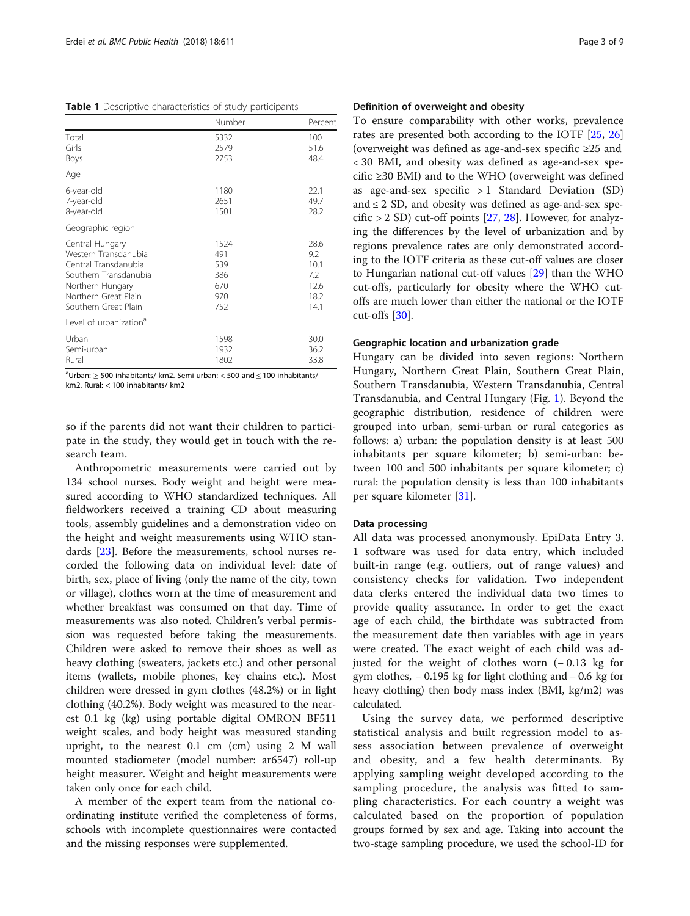**Table 1** Descriptive characteristics of study participants

| | Number | Percent |
|---|---|---|
| Total | 5332 | 100 |
| Girls | 2579 | 51.6 |
| Boys | 2753 | 48.4 |
| Age | | |
| 6-year-old | 1180 | 22.1 |
| 7-year-old | 2651 | 49.7 |
| 8-year-old | 1501 | 28.2 |
| Geographic region | | |
| Central Hungary | 1524 | 28.6 |
| Western Transdanubia | 491 | 9.2 |
| Central Transdanubia | 539 | 10.1 |
| Southern Transdanubia | 386 | 7.2 |
| Northern Hungary | 670 | 12.6 |
| Northern Great Plain | 970 | 18.2 |
| Southern Great Plain | 752 | 14.1 |
| Level of urbanization[a] | | |
| Urban | 1598 | 30.0 |
| Semi-urban | 1932 | 36.2 |
| Rural | 1802 | 33.8 |

[a]Urban: ≥ 500 inhabitants/ km2. Semi-urban: < 500 and ≤ 100 inhabitants/ km2. Rural: < 100 inhabitants/ km2

so if the parents did not want their children to participate in the study, they would get in touch with the research team.

Anthropometric measurements were carried out by 134 school nurses. Body weight and height were measured according to WHO standardized techniques. All fieldworkers received a training CD about measuring tools, assembly guidelines and a demonstration video on the height and weight measurements using WHO standards [23]. Before the measurements, school nurses recorded the following data on individual level: date of birth, sex, place of living (only the name of the city, town or village), clothes worn at the time of measurement and whether breakfast was consumed on that day. Time of measurements was also noted. Children's verbal permission was requested before taking the measurements. Children were asked to remove their shoes as well as heavy clothing (sweaters, jackets etc.) and other personal items (wallets, mobile phones, key chains etc.). Most children were dressed in gym clothes (48.2%) or in light clothing (40.2%). Body weight was measured to the nearest 0.1 kg (kg) using portable digital OMRON BF511 weight scales, and body height was measured standing upright, to the nearest 0.1 cm (cm) using 2 M wall mounted stadiometer (model number: ar6547) roll-up height measurer. Weight and height measurements were taken only once for each child.

A member of the expert team from the national coordinating institute verified the completeness of forms, schools with incomplete questionnaires were contacted and the missing responses were supplemented.

### Definition of overweight and obesity

To ensure comparability with other works, prevalence rates are presented both according to the IOTF [25, 26] (overweight was defined as age-and-sex specific ≥25 and < 30 BMI, and obesity was defined as age-and-sex specific ≥30 BMI) and to the WHO (overweight was defined as age-and-sex specific > 1 Standard Deviation (SD) and ≤ 2 SD, and obesity was defined as age-and-sex specific > 2 SD) cut-off points [27, 28]. However, for analyzing the differences by the level of urbanization and by regions prevalence rates are only demonstrated according to the IOTF criteria as these cut-off values are closer to Hungarian national cut-off values [29] than the WHO cut-offs, particularly for obesity where the WHO cut-offs are much lower than either the national or the IOTF cut-offs [30].

### Geographic location and urbanization grade

Hungary can be divided into seven regions: Northern Hungary, Northern Great Plain, Southern Great Plain, Southern Transdanubia, Western Transdanubia, Central Transdanubia, and Central Hungary (Fig. 1). Beyond the geographic distribution, residence of children were grouped into urban, semi-urban or rural categories as follows: a) urban: the population density is at least 500 inhabitants per square kilometer; b) semi-urban: between 100 and 500 inhabitants per square kilometer; c) rural: the population density is less than 100 inhabitants per square kilometer [31].

### Data processing

All data was processed anonymously. EpiData Entry 3.1 software was used for data entry, which included built-in range (e.g. outliers, out of range values) and consistency checks for validation. Two independent data clerks entered the individual data two times to provide quality assurance. In order to get the exact age of each child, the birthdate was subtracted from the measurement date then variables with age in years were created. The exact weight of each child was adjusted for the weight of clothes worn (− 0.13 kg for gym clothes, − 0.195 kg for light clothing and − 0.6 kg for heavy clothing) then body mass index (BMI, kg/m2) was calculated.

Using the survey data, we performed descriptive statistical analysis and built regression model to assess association between prevalence of overweight and obesity, and a few health determinants. By applying sampling weight developed according to the sampling procedure, the analysis was fitted to sampling characteristics. For each country a weight was calculated based on the proportion of population groups formed by sex and age. Taking into account the two-stage sampling procedure, we used the school-ID for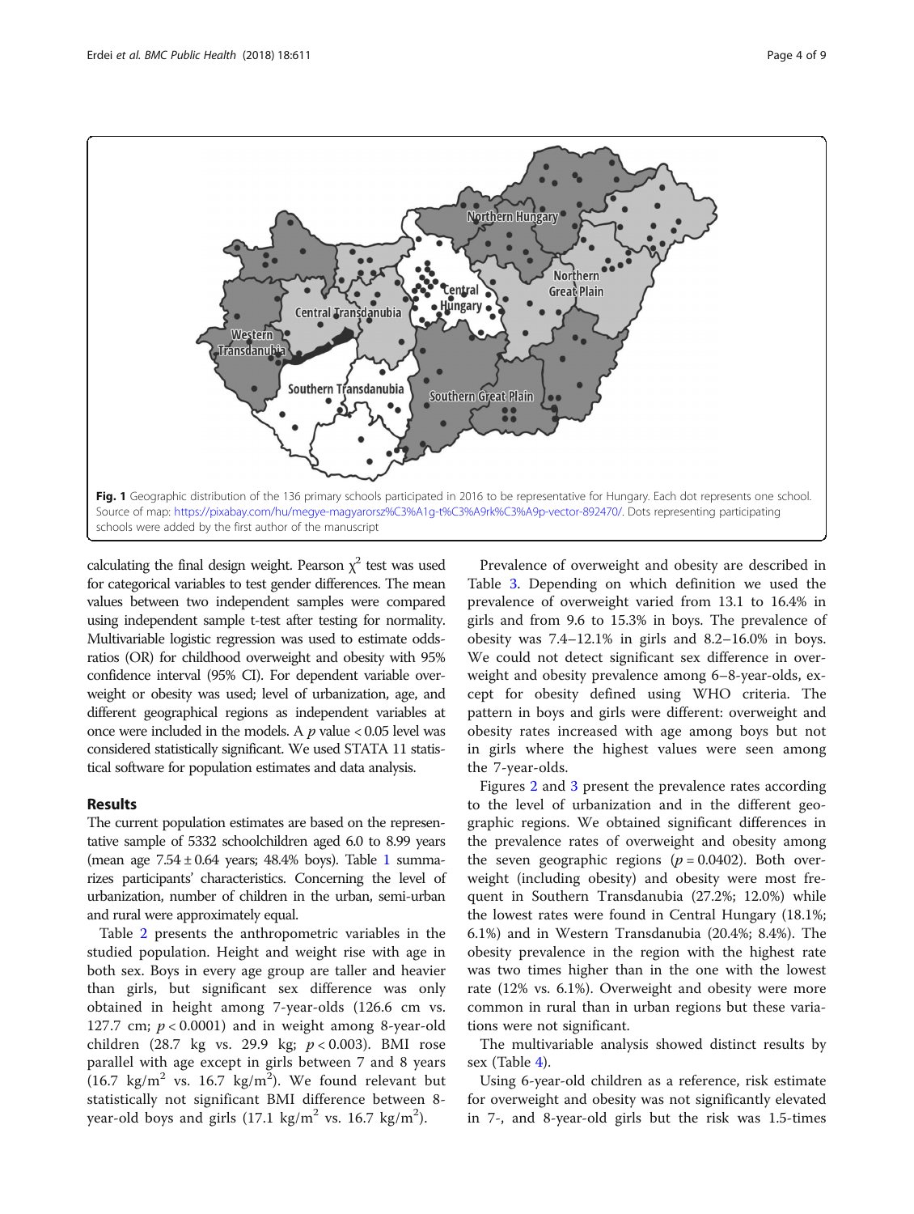Fig. 1 Geographic distribution of the 136 primary schools participated in 2016 to be representative for Hungary. Each dot represents one school. Source of map: https://pixabay.com/hu/megye-magyarorsz%C3%A1g-t%C3%A9rk%C3%A9p-vector-892470/. Dots representing participating schools were added by the first author of the manuscript

calculating the final design weight. Pearson $\chi^2$ test was used for categorical variables to test gender differences. The mean values between two independent samples were compared using independent sample t-test after testing for normality. Multivariable logistic regression was used to estimate odds-ratios (OR) for childhood overweight and obesity with 95% confidence interval (95% CI). For dependent variable overweight or obesity was used; level of urbanization, age, and different geographical regions as independent variables at once were included in the models. A $p$ value < 0.05 level was considered statistically significant. We used STATA 11 statistical software for population estimates and data analysis.

## Results

The current population estimates are based on the representative sample of 5332 schoolchildren aged 6.0 to 8.99 years (mean age 7.54 ± 0.64 years; 48.4% boys). Table 1 summarizes participants' characteristics. Concerning the level of urbanization, number of children in the urban, semi-urban and rural were approximately equal.

Table 2 presents the anthropometric variables in the studied population. Height and weight rise with age in both sex. Boys in every age group are taller and heavier than girls, but significant sex difference was only obtained in height among 7-year-olds (126.6 cm vs. 127.7 cm; $p < 0.0001$) and in weight among 8-year-old children (28.7 kg vs. 29.9 kg; $p < 0.003$). BMI rose parallel with age except in girls between 7 and 8 years (16.7 kg/m$^2$ vs. 16.7 kg/m$^2$). We found relevant but statistically not significant BMI difference between 8-year-old boys and girls (17.1 kg/m$^2$ vs. 16.7 kg/m$^2$).

Prevalence of overweight and obesity are described in Table 3. Depending on which definition we used the prevalence of overweight varied from 13.1 to 16.4% in girls and from 9.6 to 15.3% in boys. The prevalence of obesity was 7.4–12.1% in girls and 8.2–16.0% in boys. We could not detect significant sex difference in overweight and obesity prevalence among 6–8-year-olds, except for obesity defined using WHO criteria. The pattern in boys and girls were different: overweight and obesity rates increased with age among boys but not in girls where the highest values were seen among the 7-year-olds.

Figures 2 and 3 present the prevalence rates according to the level of urbanization and in the different geographic regions. We obtained significant differences in the prevalence rates of overweight and obesity among the seven geographic regions ($p = 0.0402$). Both overweight (including obesity) and obesity were most frequent in Southern Transdanubia (27.2%; 12.0%) while the lowest rates were found in Central Hungary (18.1%; 6.1%) and in Western Transdanubia (20.4%; 8.4%). The obesity prevalence in the region with the highest rate was two times higher than in the one with the lowest rate (12% vs. 6.1%). Overweight and obesity were more common in rural than in urban regions but these variations were not significant.

The multivariable analysis showed distinct results by sex (Table 4).

Using 6-year-old children as a reference, risk estimate for overweight and obesity was not significantly elevated in 7-, and 8-year-old girls but the risk was 1.5-times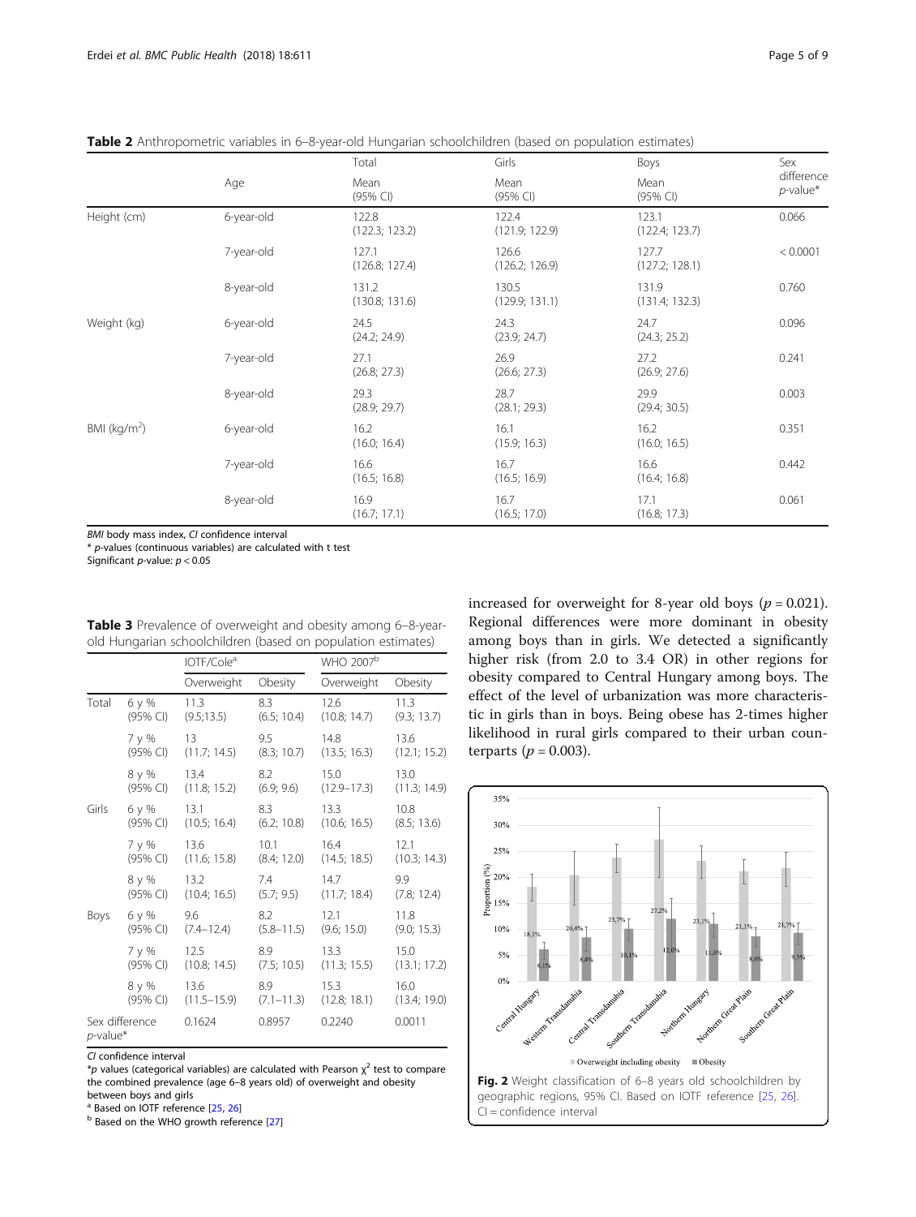**Table 2** Anthropometric variables in 6–8-year-old Hungarian schoolchildren (based on population estimates)

| | Age | Total Mean (95% CI) | Girls Mean (95% CI) | Boys Mean (95% CI) | Sex difference $p$-value* |
|---|---|---|---|---|---|
| Height (cm) | 6-year-old | 122.8 (122.3; 123.2) | 122.4 (121.9; 122.9) | 123.1 (122.4; 123.7) | 0.066 |
| | 7-year-old | 127.1 (126.8; 127.4) | 126.6 (126.2; 126.9) | 127.7 (127.2; 128.1) | < 0.0001 |
| | 8-year-old | 131.2 (130.8; 131.6) | 130.5 (129.9; 131.1) | 131.9 (131.4; 132.3) | 0.760 |
| Weight (kg) | 6-year-old | 24.5 (24.2; 24.9) | 24.3 (23.9; 24.7) | 24.7 (24.3; 25.2) | 0.096 |
| | 7-year-old | 27.1 (26.8; 27.3) | 26.9 (26.6; 27.3) | 27.2 (26.9; 27.6) | 0.241 |
| | 8-year-old | 29.3 (28.9; 29.7) | 28.7 (28.1; 29.3) | 29.9 (29.4; 30.5) | 0.003 |
| BMI (kg/m$^2$) | 6-year-old | 16.2 (16.0; 16.4) | 16.1 (15.9; 16.3) | 16.2 (16.0; 16.5) | 0.351 |
| | 7-year-old | 16.6 (16.5; 16.8) | 16.7 (16.5; 16.9) | 16.6 (16.4; 16.8) | 0.442 |
| | 8-year-old | 16.9 (16.7; 17.1) | 16.7 (16.5; 17.0) | 17.1 (16.8; 17.3) | 0.061 |

*BMI* body mass index, *CI* confidence interval

\* $p$-values (continuous variables) are calculated with t test

Significant $p$-value: $p < 0.05$

**Table 3** Prevalence of overweight and obesity among 6–8-year-old Hungarian schoolchildren (based on population estimates)

| | | IOTF/Cole[a] | | WHO 2007[b] | |
|---|---|---|---|---|---|
| | | Overweight | Obesity | Overweight | Obesity |
| Total | 6 y % (95% CI) | 11.3 (9.5;13.5) | 8.3 (6.5; 10.4) | 12.6 (10.8; 14.7) | 11.3 (9.3; 13.7) |
| | 7 y % (95% CI) | 13 (11.7; 14.5) | 9.5 (8.3; 10.7) | 14.8 (13.5; 16.3) | 13.6 (12.1; 15.2) |
| | 8 y % (95% CI) | 13.4 (11.8; 15.2) | 8.2 (6.9; 9.6) | 15.0 (12.9–17.3) | 13.0 (11.3; 14.9) |
| Girls | 6 y % (95% CI) | 13.1 (10.5; 16.4) | 8.3 (6.2; 10.8) | 13.3 (10.6; 16.5) | 10.8 (8.5; 13.6) |
| | 7 y % (95% CI) | 13.6 (11.6; 15.8) | 10.1 (8.4; 12.0) | 16.4 (14.5; 18.5) | 12.1 (10.3; 14.3) |
| | 8 y % (95% CI) | 13.2 (10.4; 16.5) | 7.4 (5.7; 9.5) | 14.7 (11.7; 18.4) | 9.9 (7.8; 12.4) |
| Boys | 6 y % (95% CI) | 9.6 (7.4–12.4) | 8.2 (5.8–11.5) | 12.1 (9.6; 15.0) | 11.8 (9.0; 15.3) |
| | 7 y % (95% CI) | 12.5 (10.8; 14.5) | 8.9 (7.5; 10.5) | 13.3 (11.3; 15.5) | 15.0 (13.1; 17.2) |
| | 8 y % (95% CI) | 13.6 (11.5–15.9) | 8.9 (7.1–11.3) | 15.3 (12.8; 18.1) | 16.0 (13.4; 19.0) |
| Sex difference $p$-value* | | 0.1624 | 0.8957 | 0.2240 | 0.0011 |

*CI* confidence interval

\*$p$ values (categorical variables) are calculated with Pearson $\chi^2$ test to compare the combined prevalence (age 6–8 years old) of overweight and obesity between boys and girls

[a] Based on IOTF reference [25, 26]

[b] Based on the WHO growth reference [27]

increased for overweight for 8-year old boys ($p = 0.021$). Regional differences were more dominant in obesity among boys than in girls. We detected a significantly higher risk (from 2.0 to 3.4 OR) in other regions for obesity compared to Central Hungary among boys. The effect of the level of urbanization was more characteristic in girls than in boys. Being obese has 2-times higher likelihood in rural girls compared to their urban counterparts ($p = 0.003$).

**Fig. 2** Weight classification of 6–8 years old schoolchildren by geographic regions, 95% CI. Based on IOTF reference [25, 26]. CI = confidence interval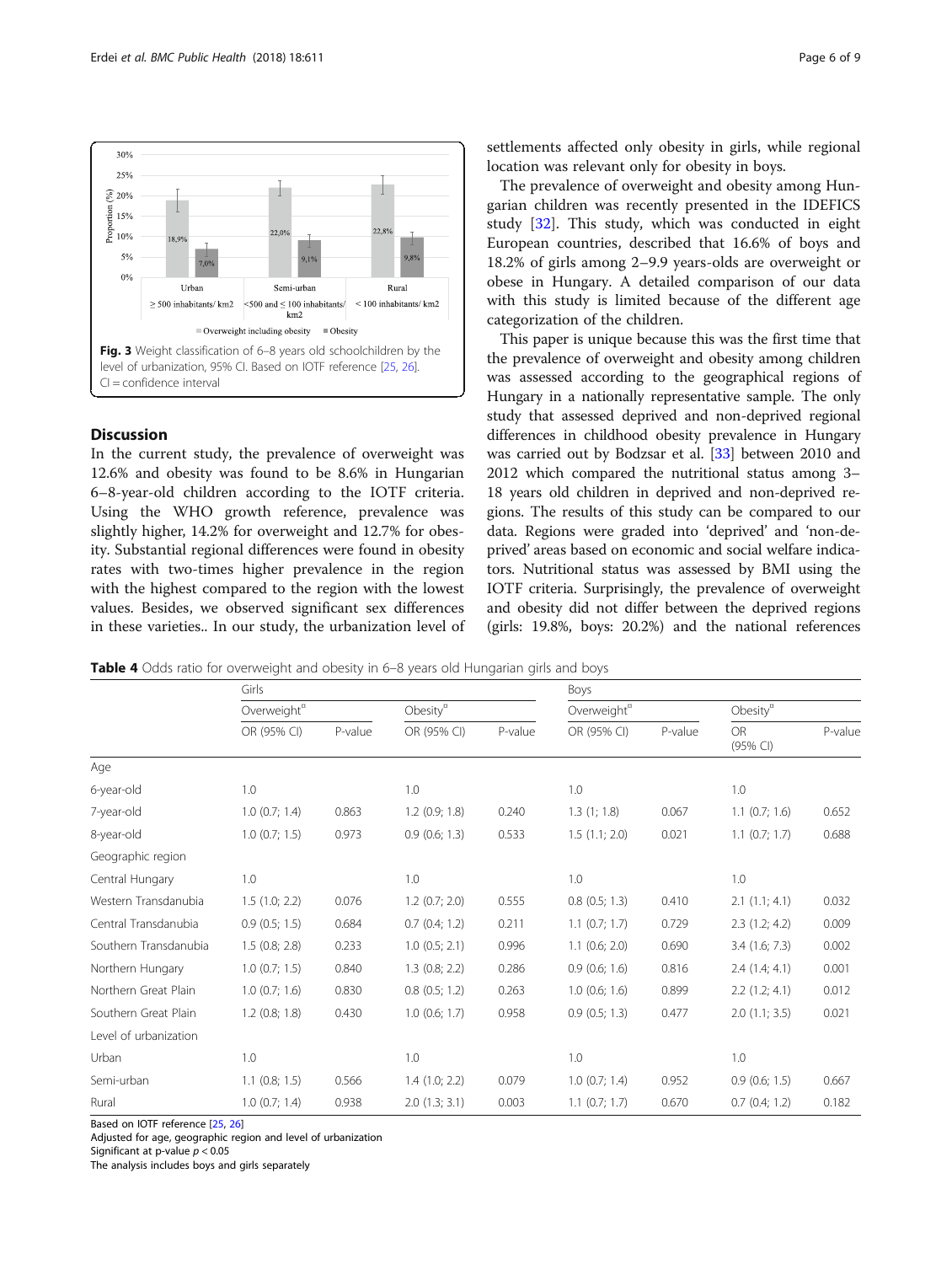Fig. 3 Weight classification of 6–8 years old schoolchildren by the level of urbanization, 95% CI. Based on IOTF reference [25, 26]. CI = confidence interval

## Discussion

In the current study, the prevalence of overweight was 12.6% and obesity was found to be 8.6% in Hungarian 6–8-year-old children according to the IOTF criteria. Using the WHO growth reference, prevalence was slightly higher, 14.2% for overweight and 12.7% for obesity. Substantial regional differences were found in obesity rates with two-times higher prevalence in the region with the highest compared to the region with the lowest values. Besides, we observed significant sex differences in these varieties.. In our study, the urbanization level of settlements affected only obesity in girls, while regional location was relevant only for obesity in boys.

The prevalence of overweight and obesity among Hungarian children was recently presented in the IDEFICS study [32]. This study, which was conducted in eight European countries, described that 16.6% of boys and 18.2% of girls among 2–9.9 years-olds are overweight or obese in Hungary. A detailed comparison of our data with this study is limited because of the different age categorization of the children.

This paper is unique because this was the first time that the prevalence of overweight and obesity among children was assessed according to the geographical regions of Hungary in a nationally representative sample. The only study that assessed deprived and non-deprived regional differences in childhood obesity prevalence in Hungary was carried out by Bodzsar et al. [33] between 2010 and 2012 which compared the nutritional status among 3–18 years old children in deprived and non-deprived regions. The results of this study can be compared to our data. Regions were graded into 'deprived' and 'non-deprived' areas based on economic and social welfare indicators. Nutritional status was assessed by BMI using the IOTF criteria. Surprisingly, the prevalence of overweight and obesity did not differ between the deprived regions (girls: 19.8%, boys: 20.2%) and the national references

**Table 4** Odds ratio for overweight and obesity in 6–8 years old Hungarian girls and boys

| | Girls | | | | Boys | | | |
|---|---|---|---|---|---|---|---|---|
| | Overweight[¤] | | Obesity[¤] | | Overweight[¤] | | Obesity[¤] | |
| | OR (95% CI) | P-value | OR (95% CI) | P-value | OR (95% CI) | P-value | OR (95% CI) | P-value |
| Age | | | | | | | | |
| 6-year-old | 1.0 | | 1.0 | | 1.0 | | 1.0 | |
| 7-year-old | 1.0 (0.7; 1.4) | 0.863 | 1.2 (0.9; 1.8) | 0.240 | 1.3 (1; 1.8) | 0.067 | 1.1 (0.7; 1.6) | 0.652 |
| 8-year-old | 1.0 (0.7; 1.5) | 0.973 | 0.9 (0.6; 1.3) | 0.533 | 1.5 (1.1; 2.0) | 0.021 | 1.1 (0.7; 1.7) | 0.688 |
| Geographic region | | | | | | | | |
| Central Hungary | 1.0 | | 1.0 | | 1.0 | | 1.0 | |
| Western Transdanubia | 1.5 (1.0; 2.2) | 0.076 | 1.2 (0.7; 2.0) | 0.555 | 0.8 (0.5; 1.3) | 0.410 | 2.1 (1.1; 4.1) | 0.032 |
| Central Transdanubia | 0.9 (0.5; 1.5) | 0.684 | 0.7 (0.4; 1.2) | 0.211 | 1.1 (0.7; 1.7) | 0.729 | 2.3 (1.2; 4.2) | 0.009 |
| Southern Transdanubia | 1.5 (0.8; 2.8) | 0.233 | 1.0 (0.5; 2.1) | 0.996 | 1.1 (0.6; 2.0) | 0.690 | 3.4 (1.6; 7.3) | 0.002 |
| Northern Hungary | 1.0 (0.7; 1.5) | 0.840 | 1.3 (0.8; 2.2) | 0.286 | 0.9 (0.6; 1.6) | 0.816 | 2.4 (1.4; 4.1) | 0.001 |
| Northern Great Plain | 1.0 (0.7; 1.6) | 0.830 | 0.8 (0.5; 1.2) | 0.263 | 1.0 (0.6; 1.6) | 0.899 | 2.2 (1.2; 4.1) | 0.012 |
| Southern Great Plain | 1.2 (0.8; 1.8) | 0.430 | 1.0 (0.6; 1.7) | 0.958 | 0.9 (0.5; 1.3) | 0.477 | 2.0 (1.1; 3.5) | 0.021 |
| Level of urbanization | | | | | | | | |
| Urban | 1.0 | | 1.0 | | 1.0 | | 1.0 | |
| Semi-urban | 1.1 (0.8; 1.5) | 0.566 | 1.4 (1.0; 2.2) | 0.079 | 1.0 (0.7; 1.4) | 0.952 | 0.9 (0.6; 1.5) | 0.667 |
| Rural | 1.0 (0.7; 1.4) | 0.938 | 2.0 (1.3; 3.1) | 0.003 | 1.1 (0.7; 1.7) | 0.670 | 0.7 (0.4; 1.2) | 0.182 |

Based on IOTF reference [25, 26]

Adjusted for age, geographic region and level of urbanization

Significant at p-value $p < 0.05$

The analysis includes boys and girls separately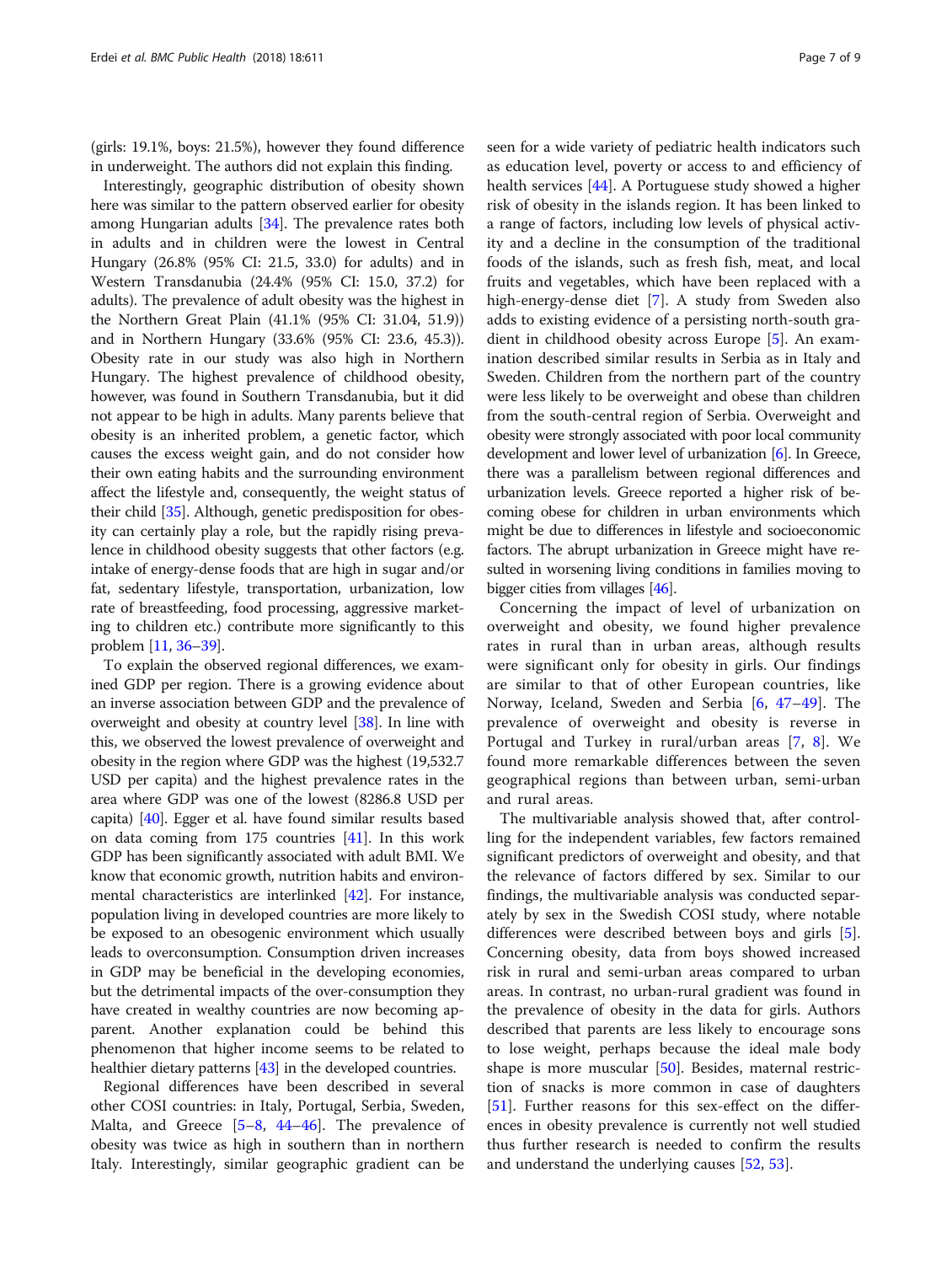(girls: 19.1%, boys: 21.5%), however they found difference in underweight. The authors did not explain this finding.

Interestingly, geographic distribution of obesity shown here was similar to the pattern observed earlier for obesity among Hungarian adults [34]. The prevalence rates both in adults and in children were the lowest in Central Hungary (26.8% (95% CI: 21.5, 33.0) for adults) and in Western Transdanubia (24.4% (95% CI: 15.0, 37.2) for adults). The prevalence of adult obesity was the highest in the Northern Great Plain (41.1% (95% CI: 31.04, 51.9)) and in Northern Hungary (33.6% (95% CI: 23.6, 45.3)). Obesity rate in our study was also high in Northern Hungary. The highest prevalence of childhood obesity, however, was found in Southern Transdanubia, but it did not appear to be high in adults. Many parents believe that obesity is an inherited problem, a genetic factor, which causes the excess weight gain, and do not consider how their own eating habits and the surrounding environment affect the lifestyle and, consequently, the weight status of their child [35]. Although, genetic predisposition for obesity can certainly play a role, but the rapidly rising prevalence in childhood obesity suggests that other factors (e.g. intake of energy-dense foods that are high in sugar and/or fat, sedentary lifestyle, transportation, urbanization, low rate of breastfeeding, food processing, aggressive marketing to children etc.) contribute more significantly to this problem [11, 36–39].

To explain the observed regional differences, we examined GDP per region. There is a growing evidence about an inverse association between GDP and the prevalence of overweight and obesity at country level [38]. In line with this, we observed the lowest prevalence of overweight and obesity in the region where GDP was the highest (19,532.7 USD per capita) and the highest prevalence rates in the area where GDP was one of the lowest (8286.8 USD per capita) [40]. Egger et al. have found similar results based on data coming from 175 countries [41]. In this work GDP has been significantly associated with adult BMI. We know that economic growth, nutrition habits and environmental characteristics are interlinked [42]. For instance, population living in developed countries are more likely to be exposed to an obesogenic environment which usually leads to overconsumption. Consumption driven increases in GDP may be beneficial in the developing economies, but the detrimental impacts of the over-consumption they have created in wealthy countries are now becoming apparent. Another explanation could be behind this phenomenon that higher income seems to be related to healthier dietary patterns [43] in the developed countries.

Regional differences have been described in several other COSI countries: in Italy, Portugal, Serbia, Sweden, Malta, and Greece [5–8, 44–46]. The prevalence of obesity was twice as high in southern than in northern Italy. Interestingly, similar geographic gradient can be seen for a wide variety of pediatric health indicators such as education level, poverty or access to and efficiency of health services [44]. A Portuguese study showed a higher risk of obesity in the islands region. It has been linked to a range of factors, including low levels of physical activity and a decline in the consumption of the traditional foods of the islands, such as fresh fish, meat, and local fruits and vegetables, which have been replaced with a high-energy-dense diet [7]. A study from Sweden also adds to existing evidence of a persisting north-south gradient in childhood obesity across Europe [5]. An examination described similar results in Serbia as in Italy and Sweden. Children from the northern part of the country were less likely to be overweight and obese than children from the south-central region of Serbia. Overweight and obesity were strongly associated with poor local community development and lower level of urbanization [6]. In Greece, there was a parallelism between regional differences and urbanization levels. Greece reported a higher risk of becoming obese for children in urban environments which might be due to differences in lifestyle and socioeconomic factors. The abrupt urbanization in Greece might have resulted in worsening living conditions in families moving to bigger cities from villages [46].

Concerning the impact of level of urbanization on overweight and obesity, we found higher prevalence rates in rural than in urban areas, although results were significant only for obesity in girls. Our findings are similar to that of other European countries, like Norway, Iceland, Sweden and Serbia [6, 47–49]. The prevalence of overweight and obesity is reverse in Portugal and Turkey in rural/urban areas [7, 8]. We found more remarkable differences between the seven geographical regions than between urban, semi-urban and rural areas.

The multivariable analysis showed that, after controlling for the independent variables, few factors remained significant predictors of overweight and obesity, and that the relevance of factors differed by sex. Similar to our findings, the multivariable analysis was conducted separately by sex in the Swedish COSI study, where notable differences were described between boys and girls [5]. Concerning obesity, data from boys showed increased risk in rural and semi-urban areas compared to urban areas. In contrast, no urban-rural gradient was found in the prevalence of obesity in the data for girls. Authors described that parents are less likely to encourage sons to lose weight, perhaps because the ideal male body shape is more muscular [50]. Besides, maternal restriction of snacks is more common in case of daughters [51]. Further reasons for this sex-effect on the differences in obesity prevalence is currently not well studied thus further research is needed to confirm the results and understand the underlying causes [52, 53].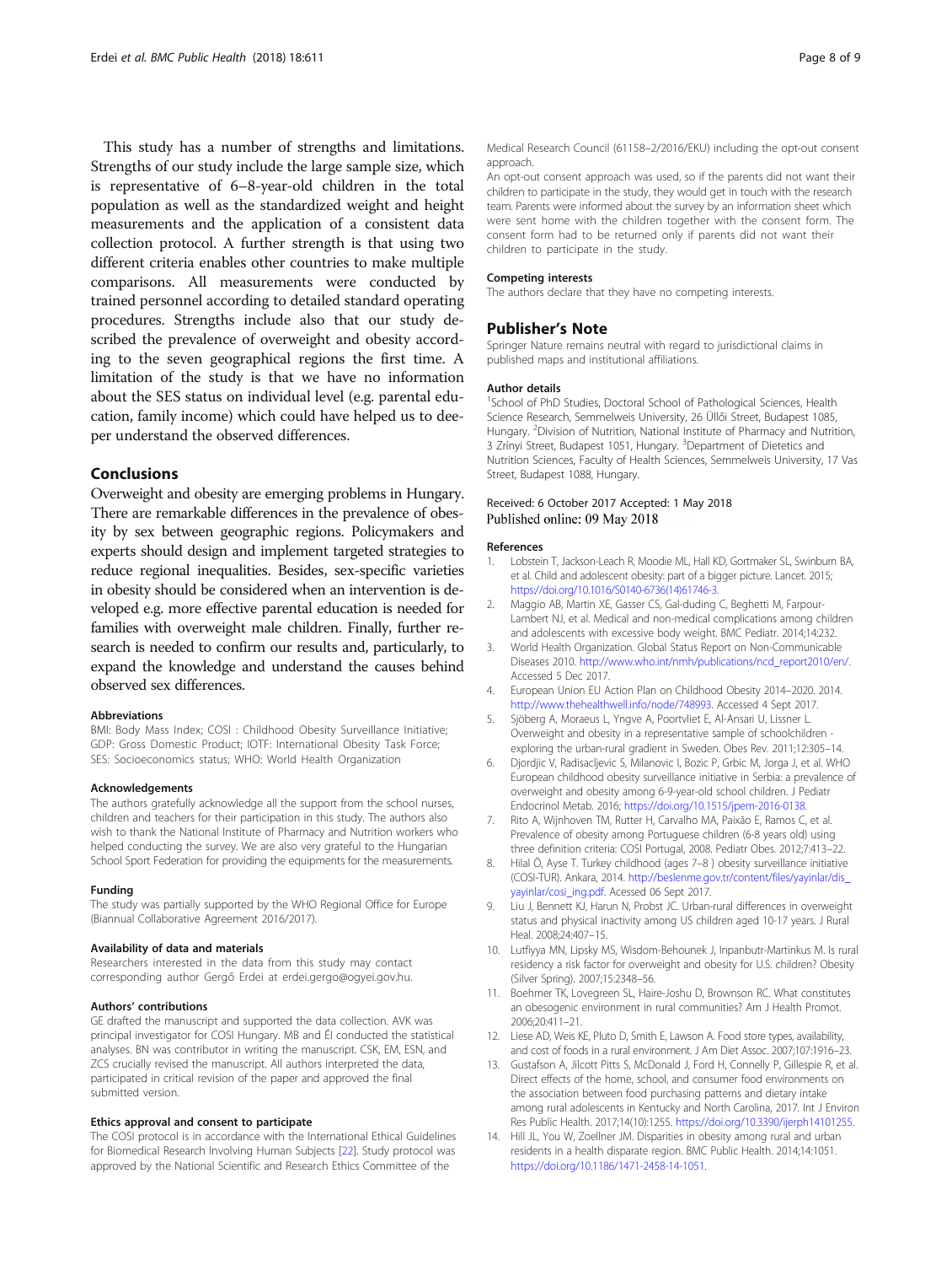This study has a number of strengths and limitations. Strengths of our study include the large sample size, which is representative of 6–8-year-old children in the total population as well as the standardized weight and height measurements and the application of a consistent data collection protocol. A further strength is that using two different criteria enables other countries to make multiple comparisons. All measurements were conducted by trained personnel according to detailed standard operating procedures. Strengths include also that our study described the prevalence of overweight and obesity according to the seven geographical regions the first time. A limitation of the study is that we have no information about the SES status on individual level (e.g. parental education, family income) which could have helped us to deeper understand the observed differences.

## Conclusions

Overweight and obesity are emerging problems in Hungary. There are remarkable differences in the prevalence of obesity by sex between geographic regions. Policymakers and experts should design and implement targeted strategies to reduce regional inequalities. Besides, sex-specific varieties in obesity should be considered when an intervention is developed e.g. more effective parental education is needed for families with overweight male children. Finally, further research is needed to confirm our results and, particularly, to expand the knowledge and understand the causes behind observed sex differences.

#### Abbreviations

BMI: Body Mass Index; COSI : Childhood Obesity Surveillance Initiative; GDP: Gross Domestic Product; IOTF: International Obesity Task Force; SES: Socioeconomics status; WHO: World Health Organization

#### Acknowledgements

The authors gratefully acknowledge all the support from the school nurses, children and teachers for their participation in this study. The authors also wish to thank the National Institute of Pharmacy and Nutrition workers who helped conducting the survey. We are also very grateful to the Hungarian School Sport Federation for providing the equipments for the measurements.

#### Funding

The study was partially supported by the WHO Regional Office for Europe (Biannual Collaborative Agreement 2016/2017).

#### Availability of data and materials

Researchers interested in the data from this study may contact corresponding author Gergő Erdei at erdei.gergo@ogyei.gov.hu.

#### Authors' contributions

GE drafted the manuscript and supported the data collection. AVK was principal investigator for COSI Hungary. MB and ÉI conducted the statistical analyses. BN was contributor in writing the manuscript. CSK, EM, ESN, and ZCS crucially revised the manuscript. All authors interpreted the data, participated in critical revision of the paper and approved the final submitted version.

#### Ethics approval and consent to participate

The COSI protocol is in accordance with the International Ethical Guidelines for Biomedical Research Involving Human Subjects [22]. Study protocol was approved by the National Scientific and Research Ethics Committee of the Medical Research Council (61158–2/2016/EKU) including the opt-out consent approach.

An opt-out consent approach was used, so if the parents did not want their children to participate in the study, they would get in touch with the research team. Parents were informed about the survey by an information sheet which were sent home with the children together with the consent form. The consent form had to be returned only if parents did not want their children to participate in the study.

#### Competing interests

The authors declare that they have no competing interests.

## Publisher's Note

Springer Nature remains neutral with regard to jurisdictional claims in published maps and institutional affiliations.

#### Author details

[1]School of PhD Studies, Doctoral School of Pathological Sciences, Health Science Research, Semmelweis University, 26 Üllői Street, Budapest 1085, Hungary. [2]Division of Nutrition, National Institute of Pharmacy and Nutrition, 3 Zrínyi Street, Budapest 1051, Hungary. [3]Department of Dietetics and Nutrition Sciences, Faculty of Health Sciences, Semmelweis University, 17 Vas Street, Budapest 1088, Hungary.

Received: 6 October 2017 Accepted: 1 May 2018
Published online: 09 May 2018

#### References

1. Lobstein T, Jackson-Leach R, Moodie ML, Hall KD, Gortmaker SL, Swinburn BA, et al. Child and adolescent obesity: part of a bigger picture. Lancet. 2015; https://doi.org/10.1016/S0140-6736(14)61746-3.
2. Maggio AB, Martin XE, Gasser CS, Gal-duding C, Beghetti M, Farpour-Lambert NJ, et al. Medical and non-medical complications among children and adolescents with excessive body weight. BMC Pediatr. 2014;14:232.
3. World Health Organization. Global Status Report on Non-Communicable Diseases 2010. http://www.who.int/nmh/publications/ncd_report2010/en/. Accessed 5 Dec 2017.
4. European Union EU Action Plan on Childhood Obesity 2014–2020. 2014. http://www.thehealthwell.info/node/748993. Accessed 4 Sept 2017.
5. Sjöberg A, Moraeus L, Yngve A, Poortvliet E, Al-Ansari U, Lissner L. Overweight and obesity in a representative sample of schoolchildren - exploring the urban-rural gradient in Sweden. Obes Rev. 2011;12:305–14.
6. Djordjic V, Radisacljevic S, Milanovic I, Bozic P, Grbic M, Jorga J, et al. WHO European childhood obesity surveillance initiative in Serbia: a prevalence of overweight and obesity among 6-9-year-old school children. J Pediatr Endocrinol Metab. 2016; https://doi.org/10.1515/jpem-2016-0138.
7. Rito A, Wijnhoven TM, Rutter H, Carvalho MA, Paixão E, Ramos C, et al. Prevalence of obesity among Portuguese children (6-8 years old) using three definition criteria: COSI Portugal, 2008. Pediatr Obes. 2012;7:413–22.
8. Hilal Ö, Ayse T. Turkey childhood (ages 7–8 ) obesity surveillance initiative (COSI-TUR). Ankara, 2014. http://beslenme.gov.tr/content/files/yayinlar/dis_yayinlar/cosi_ing.pdf. Accessed 06 Sept 2017.
9. Liu J, Bennett KJ, Harun N, Probst JC. Urban-rural differences in overweight status and physical inactivity among US children aged 10-17 years. J Rural Heal. 2008;24:407–15.
10. Lutfiyya MN, Lipsky MS, Wisdom-Behounek J, Inpanbutr-Martinkus M. Is rural residency a risk factor for overweight and obesity for U.S. children? Obesity (Silver Spring). 2007;15:2348–56.
11. Boehmer TK, Lovegreen SL, Haire-Joshu D, Brownson RC. What constitutes an obesogenic environment in rural communities? Am J Health Promot. 2006;20:411–21.
12. Liese AD, Weis KE, Pluto D, Smith E, Lawson A. Food store types, availability, and cost of foods in a rural environment. J Am Diet Assoc. 2007;107:1916–23.
13. Gustafson A, Jilcott Pitts S, McDonald J, Ford H, Connelly P, Gillespie R, et al. Direct effects of the home, school, and consumer food environments on the association between food purchasing patterns and dietary intake among rural adolescents in Kentucky and North Carolina, 2017. Int J Environ Res Public Health. 2017;14(10):1255. https://doi.org/10.3390/ijerph14101255.
14. Hill JL, You W, Zoellner JM. Disparities in obesity among rural and urban residents in a health disparate region. BMC Public Health. 2014;14:1051. https://doi.org/10.1186/1471-2458-14-1051.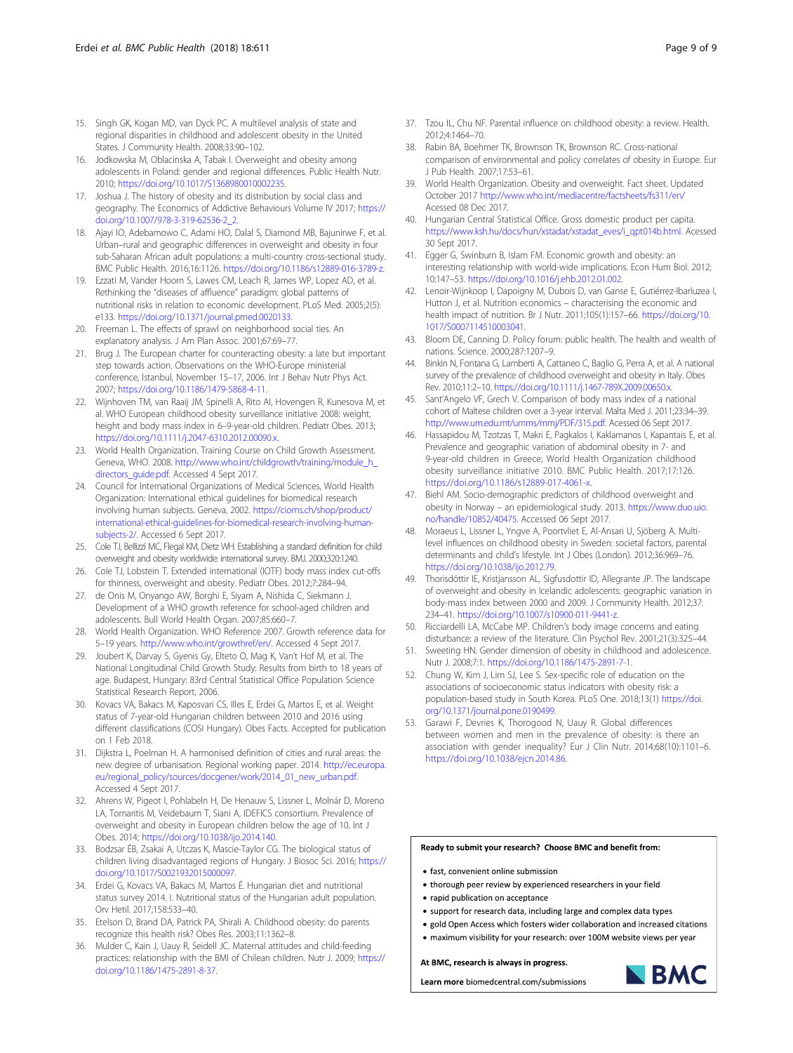15. Singh GK, Kogan MD, van Dyck PC. A multilevel analysis of state and regional disparities in childhood and adolescent obesity in the United States. J Community Health. 2008;33:90–102.
16. Jodkowska M, Oblacinska A, Tabak I. Overweight and obesity among adolescents in Poland: gender and regional differences. Public Health Nutr. 2010; https://doi.org/10.1017/S1368980010002235.
17. Joshua J. The history of obesity and its distribution by social class and geography. The Economics of Addictive Behaviours Volume IV 2017; https://doi.org/10.1007/978-3-319-62536-2_2.
18. Ajayi IO, Adebamowo C, Adami HO, Dalal S, Diamond MB, Bajunirwe F, et al. Urban–rural and geographic differences in overweight and obesity in four sub-Saharan African adult populations: a multi-country cross-sectional study. BMC Public Health. 2016;16:1126. https://doi.org/10.1186/s12889-016-3789-z.
19. Ezzati M, Vander Hoorn S, Lawes CM, Leach R, James WP, Lopez AD, et al. Rethinking the "diseases of affluence" paradigm: global patterns of nutritional risks in relation to economic development. PLoS Med. 2005;2(5):e133. https://doi.org/10.1371/journal.pmed.0020133.
20. Freeman L. The effects of sprawl on neighborhood social ties. An explanatory analysis. J Am Plan Assoc. 2001;67:69–77.
21. Brug J. The European charter for counteracting obesity: a late but important step towards action. Observations on the WHO-Europe ministerial conference, Istanbul, November 15–17, 2006. Int J Behav Nutr Phys Act. 2007; https://doi.org/10.1186/1479-5868-4-11.
22. Wijnhoven TM, van Raaij JM, Spinelli A, Rito AI, Hovengen R, Kunesova M, et al. WHO European childhood obesity surveillance initiative 2008: weight, height and body mass index in 6–9-year-old children. Pediatr Obes. 2013; https://doi.org/10.1111/j.2047-6310.2012.00090.x.
23. World Health Organization. Training Course on Child Growth Assessment. Geneva, WHO. 2008. http://www.who.int/childgrowth/training/module_h_directors_guide.pdf. Accessed 4 Sept 2017.
24. Council for International Organizations of Medical Sciences, World Health Organization: International ethical guidelines for biomedical research involving human subjects. Geneva, 2002. https://cioms.ch/shop/product/international-ethical-guidelines-for-biomedical-research-involving-human-subjects-2/. Accessed 6 Sept 2017.
25. Cole TJ, Bellizzi MC, Flegal KM, Dietz WH. Establishing a standard definition for child overweight and obesity worldwide: international survey. BMJ. 2000;320:1240.
26. Cole TJ, Lobstein T. Extended international (IOTF) body mass index cut-offs for thinness, overweight and obesity. Pediatr Obes. 2012;7:284–94.
27. de Onis M, Onyango AW, Borghi E, Siyam A, Nishida C, Siekmann J. Development of a WHO growth reference for school-aged children and adolescents. Bull World Health Organ. 2007;85:660–7.
28. World Health Organization. WHO Reference 2007. Growth reference data for 5–19 years. http://www.who.int/growthref/en/. Accessed 4 Sept 2017.
29. Joubert K, Darvay S, Gyenis Gy, Elteto O, Mag K, Van't Hof M, et al. The National Longitudinal Child Growth Study: Results from birth to 18 years of age. Budapest, Hungary: 83rd Central Statistical Office Population Science Statistical Research Report, 2006.
30. Kovacs VA, Bakacs M, Kaposvari CS, Illes E, Erdei G, Martos E, et al. Weight status of 7-year-old Hungarian children between 2010 and 2016 using different classifications (COSI Hungary). Obes Facts. Accepted for publication on 1 Feb 2018.
31. Dijkstra L, Poelman H. A harmonised definition of cities and rural areas: the new degree of urbanisation. Regional working paper. 2014. http://ec.europa.eu/regional_policy/sources/docgener/work/2014_01_new_urban.pdf. Accessed 4 Sept 2017.
32. Ahrens W, Pigeot I, Pohlabeln H, De Henauw S, Lissner L, Molnár D, Moreno LA, Tornaritis M, Veidebaum T, Siani A, IDEFICS consortium. Prevalence of overweight and obesity in European children below the age of 10. Int J Obes. 2014; https://doi.org/10.1038/ijo.2014.140.
33. Bodzsar ÉB, Zsakai A, Utczas K, Mascie-Taylor CG. The biological status of children living disadvantaged regions of Hungary. J Biosoc Sci. 2016; https://doi.org/10.1017/S0021932015000097.
34. Erdei G, Kovacs VA, Bakacs M, Martos É. Hungarian diet and nutritional status survey 2014. I. Nutritional status of the Hungarian adult population. Orv Hetil. 2017;158:533–40.
35. Etelson D, Brand DA, Patrick PA, Shirali A. Childhood obesity: do parents recognize this health risk? Obes Res. 2003;11:1362–8.
36. Mulder C, Kain J, Uauy R, Seidell JC. Maternal attitudes and child-feeding practices: relationship with the BMI of Chilean children. Nutr J. 2009; https://doi.org/10.1186/1475-2891-8-37.
37. Tzou IL, Chu NF. Parental influence on childhood obesity: a review. Health. 2012;4:1464–70.
38. Rabin BA, Boehmer TK, Brownson TK, Brownson RC. Cross-national comparison of environmental and policy correlates of obesity in Europe. Eur J Pub Health. 2007;17:53–61.
39. World Health Organization. Obesity and overweight. Fact sheet. Updated October 2017 http://www.who.int/mediacentre/factsheets/fs311/en/ Accessed 08 Dec 2017.
40. Hungarian Central Statistical Office. Gross domestic product per capita. https://www.ksh.hu/docs/hun/xstadat/xstadat_eves/i_qpt014b.html. Accessed 30 Sept 2017.
41. Egger G, Swinburn B, Islam FM. Economic growth and obesity: an interesting relationship with world-wide implications. Econ Hum Biol. 2012;10:147–53. https://doi.org/10.1016/j.ehb.2012.01.002.
42. Lenoir-Wijnkoop I, Dapoigny M, Dubois D, van Ganse E, Gutiérrez-Ibarluzea I, Hutton J, et al. Nutrition economics – characterising the economic and health impact of nutrition. Br J Nutr. 2011;105(1):157–66. https://doi.org/10.1017/S0007114510003041.
43. Bloom DE, Canning D. Policy forum: public health. The health and wealth of nations. Science. 2000;287:1207–9.
44. Binkin N, Fontana G, Lamberti A, Cattaneo C, Baglio G, Perra A, et al. A national survey of the prevalence of childhood overweight and obesity in Italy. Obes Rev. 2010;11:2–10. https://doi.org/10.1111/j.1467-789X.2009.00650.x.
45. Sant'Angelo VF, Grech V. Comparison of body mass index of a national cohort of Maltese children over a 3-year interval. Malta Med J. 2011;23:34–39. http://www.um.edu.mt/umms/mmj/PDF/315.pdf. Accessed 06 Sept 2017.
46. Hassapidou M, Tzotzas T, Makri E, Pagkalos I, Kaklamanos I, Kapantais E, et al. Prevalence and geographic variation of abdominal obesity in 7- and 9-year-old children in Greece; World Health Organization childhood obesity surveillance initiative 2010. BMC Public Health. 2017;17:126. https://doi.org/10.1186/s12889-017-4061-x.
47. Biehl AM. Socio-demographic predictors of childhood overweight and obesity in Norway – an epidemiological study. 2013. https://www.duo.uio.no/handle/10852/40475. Accessed 06 Sept 2017.
48. Moraeus L, Lissner L, Yngve A, Poortvliet E, Al-Ansari U, Sjöberg A. Multi-level influences on childhood obesity in Sweden: societal factors, parental determinants and child's lifestyle. Int J Obes (London). 2012;36:969–76. https://doi.org/10.1038/ijo.2012.79.
49. Thorisdóttir IE, Kristjansson AL, Sigfusdottir ID, Allegrante JP. The landscape of overweight and obesity in Icelandic adolescents: geographic variation in body-mass index between 2000 and 2009. J Community Health. 2012;37:234–41. https://doi.org/10.1007/s10900-011-9441-z.
50. Ricciardelli LA, McCabe MP. Children's body image concerns and eating disturbance: a review of the literature. Clin Psychol Rev. 2001;21(3):325–44.
51. Sweeting HN. Gender dimension of obesity in childhood and adolescence. Nutr J. 2008;7:1. https://doi.org/10.1186/1475-2891-7-1.
52. Chung W, Kim J, Lim SJ, Lee S. Sex-specific role of education on the associations of socioeconomic status indicators with obesity risk: a population-based study in South Korea. PLoS One. 2018;13(1) https://doi.org/10.1371/journal.pone.0190499.
53. Garawi F, Devries K, Thorogood N, Uauy R. Global differences between women and men in the prevalence of obesity: is there an association with gender inequality? Eur J Clin Nutr. 2014;68(10):1101–6. https://doi.org/10.1038/ejcn.2014.86.

**Ready to submit your research? Choose BMC and benefit from:**

- fast, convenient online submission
- thorough peer review by experienced researchers in your field
- rapid publication on acceptance
- support for research data, including large and complex data types
- gold Open Access which fosters wider collaboration and increased citations
- maximum visibility for your research: over 100M website views per year

**At BMC, research is always in progress.**

**Learn more** biomedcentral.com/submissions

BMC